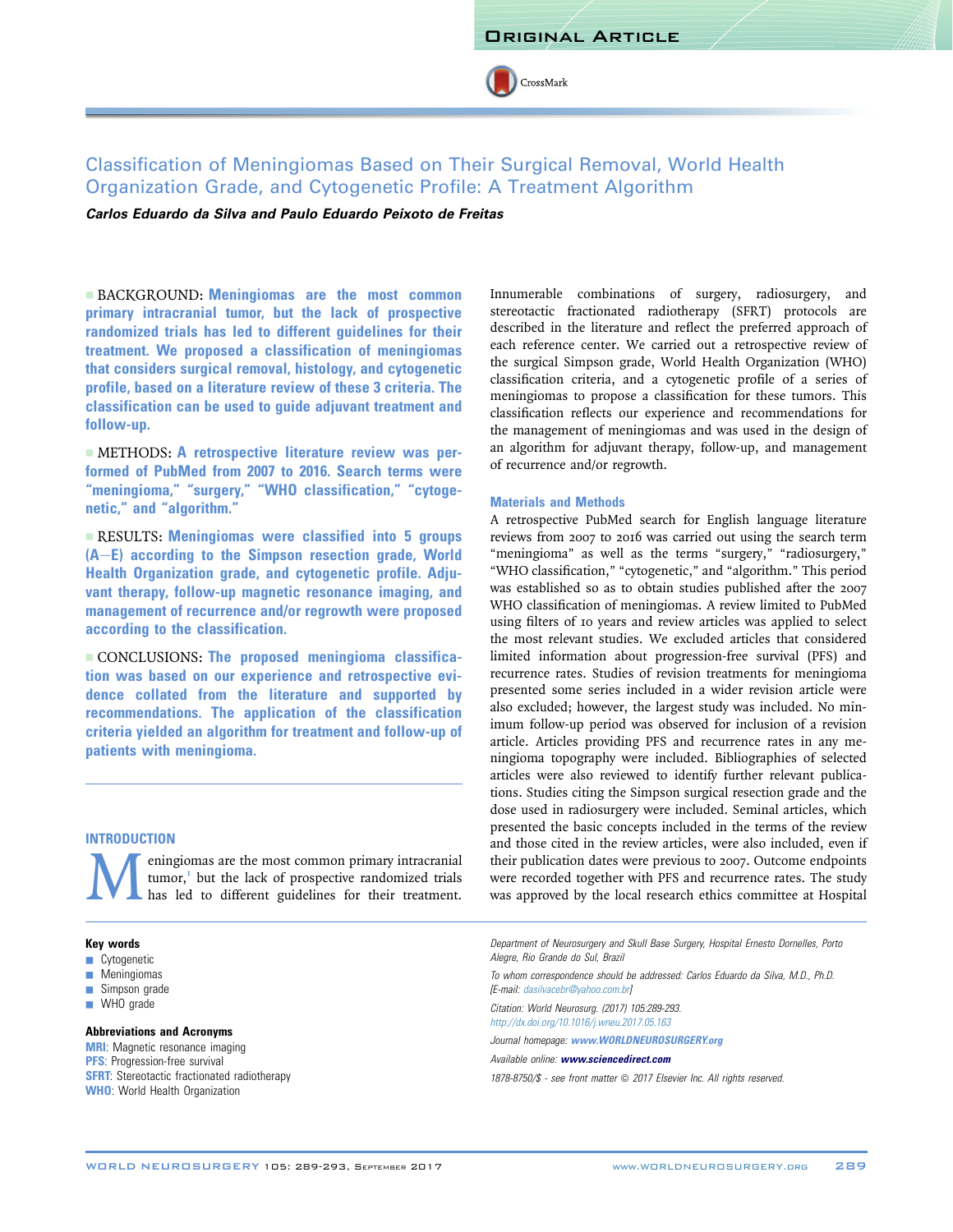# Classification of Meningiomas Based on Their Surgical Removal, World Health Organization Grade, and Cytogenetic Profile: A Treatment Algorithm

***Carlos Eduardo da Silva and Paulo Eduardo Peixoto de Freitas***

■ BACKGROUND: **Meningiomas are the most common primary intracranial tumor, but the lack of prospective randomized trials has led to different guidelines for their treatment. We proposed a classification of meningiomas that considers surgical removal, histology, and cytogenetic profile, based on a literature review of these 3 criteria. The classification can be used to guide adjuvant treatment and follow-up.**

■ METHODS: **A retrospective literature review was performed of PubMed from 2007 to 2016. Search terms were "meningioma," "surgery," "WHO classification," "cytogenetic," and "algorithm."**

■ RESULTS: **Meningiomas were classified into 5 groups (A–E) according to the Simpson resection grade, World Health Organization grade, and cytogenetic profile. Adjuvant therapy, follow-up magnetic resonance imaging, and management of recurrence and/or regrowth were proposed according to the classification.**

■ CONCLUSIONS: **The proposed meningioma classification was based on our experience and retrospective evidence collated from the literature and supported by recommendations. The application of the classification criteria yielded an algorithm for treatment and follow-up of patients with meningioma.**

**Key words**
- Cytogenetic
- Meningiomas
- Simpson grade
- WHO grade

**Abbreviations and Acronyms**
**MRI**: Magnetic resonance imaging
**PFS**: Progression-free survival
**SFRT**: Stereotactic fractionated radiotherapy
**WHO**: World Health Organization

*Department of Neurosurgery and Skull Base Surgery, Hospital Ernesto Dornelles, Porto Alegre, Rio Grande do Sul, Brazil*

*To whom correspondence should be addressed: Carlos Eduardo da Silva, M.D., Ph.D. [E-mail: dasilvacebr@yahoo.com.br]*

*Citation: World Neurosurg. (2017) 105:289-293.*
*http://dx.doi.org/10.1016/j.wneu.2017.05.163*

*Journal homepage: www.WORLDNEUROSURGERY.org*

*Available online: www.sciencedirect.com*

*1878-8750/$ - see front matter © 2017 Elsevier Inc. All rights reserved.*

## INTRODUCTION

Meningiomas are the most common primary intracranial tumor,[1] but the lack of prospective randomized trials has led to different guidelines for their treatment. Innumerable combinations of surgery, radiosurgery, and stereotactic fractionated radiotherapy (SFRT) protocols are described in the literature and reflect the preferred approach of each reference center. We carried out a retrospective review of the surgical Simpson grade, World Health Organization (WHO) classification criteria, and a cytogenetic profile of a series of meningiomas to propose a classification for these tumors. This classification reflects our experience and recommendations for the management of meningiomas and was used in the design of an algorithm for adjuvant therapy, follow-up, and management of recurrence and/or regrowth.

## Materials and Methods

A retrospective PubMed search for English language literature reviews from 2007 to 2016 was carried out using the search term "meningioma" as well as the terms "surgery," "radiosurgery," "WHO classification," "cytogenetic," and "algorithm." This period was established so as to obtain studies published after the 2007 WHO classification of meningiomas. A review limited to PubMed using filters of 10 years and review articles was applied to select the most relevant studies. We excluded articles that considered limited information about progression-free survival (PFS) and recurrence rates. Studies of revision treatments for meningioma presented some series included in a wider revision article were also excluded; however, the largest study was included. No minimum follow-up period was observed for inclusion of a revision article. Articles providing PFS and recurrence rates in any meningioma topography were included. Bibliographies of selected articles were also reviewed to identify further relevant publications. Studies citing the Simpson surgical resection grade and the dose used in radiosurgery were included. Seminal articles, which presented the basic concepts included in the terms of the review and those cited in the review articles, were also included, even if their publication dates were previous to 2007. Outcome endpoints were recorded together with PFS and recurrence rates. The study was approved by the local research ethics committee at Hospital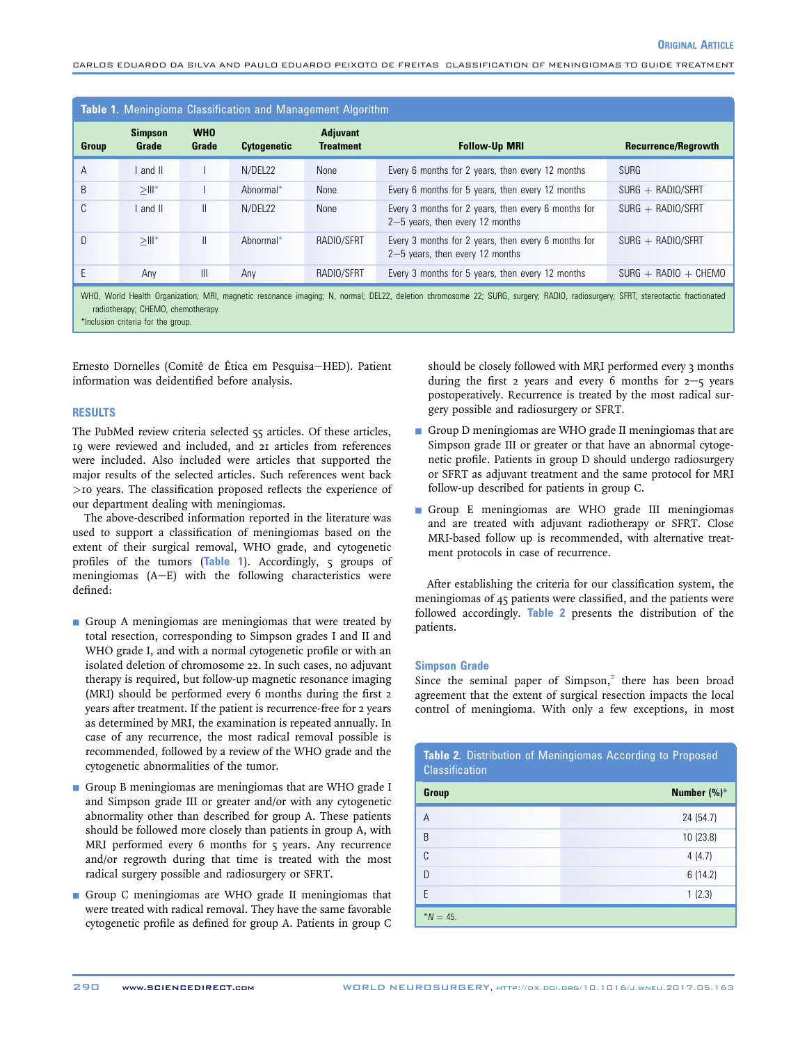**Table 1.** Meningioma Classification and Management Algorithm

| Group | Simpson Grade | WHO Grade | Cytogenetic | Adjuvant Treatment | Follow-Up MRI | Recurrence/Regrowth |
|---|---|---|---|---|---|---|
| A | I and II | I | N/DEL22 | None | Every 6 months for 2 years, then every 12 months | SURG |
| B | ≥III* | I | Abnormal* | None | Every 6 months for 5 years, then every 12 months | SURG + RADIO/SFRT |
| C | I and II | II | N/DEL22 | None | Every 3 months for 2 years, then every 6 months for 2–5 years, then every 12 months | SURG + RADIO/SFRT |
| D | ≥III* | II | Abnormal* | RADIO/SFRT | Every 3 months for 2 years, then every 6 months for 2–5 years, then every 12 months | SURG + RADIO/SFRT |
| E | Any | III | Any | RADIO/SFRT | Every 3 months for 5 years, then every 12 months | SURG + RADIO + CHEMO |

WHO, World Health Organization; MRI, magnetic resonance imaging; N, normal; DEL22, deletion chromosome 22; SURG, surgery; RADIO, radiosurgery; SFRT, stereotactic fractionated radiotherapy; CHEMO, chemotherapy.
*Inclusion criteria for the group.

Ernesto Dornelles (Comitê de Ética em Pesquisa—HED). Patient information was deidentified before analysis.

## RESULTS

The PubMed review criteria selected 55 articles. Of these articles, 19 were reviewed and included, and 21 articles from references were included. Also included were articles that supported the major results of the selected articles. Such references went back >10 years. The classification proposed reflects the experience of our department dealing with meningiomas.

The above-described information reported in the literature was used to support a classification of meningiomas based on the extent of their surgical removal, WHO grade, and cytogenetic profiles of the tumors (Table 1). Accordingly, 5 groups of meningiomas (A–E) with the following characteristics were defined:

- Group A meningiomas are meningiomas that were treated by total resection, corresponding to Simpson grades I and II and WHO grade I, and with a normal cytogenetic profile or with an isolated deletion of chromosome 22. In such cases, no adjuvant therapy is required, but follow-up magnetic resonance imaging (MRI) should be performed every 6 months during the first 2 years after treatment. If the patient is recurrence-free for 2 years as determined by MRI, the examination is repeated annually. In case of any recurrence, the most radical removal possible is recommended, followed by a review of the WHO grade and the cytogenetic abnormalities of the tumor.
- Group B meningiomas are meningiomas that are WHO grade I and Simpson grade III or greater and/or with any cytogenetic abnormality other than described for group A. These patients should be followed more closely than patients in group A, with MRI performed every 6 months for 5 years. Any recurrence and/or regrowth during that time is treated with the most radical surgery possible and radiosurgery or SFRT.
- Group C meningiomas are WHO grade II meningiomas that were treated with radical removal. They have the same favorable cytogenetic profile as defined for group A. Patients in group C should be closely followed with MRI performed every 3 months during the first 2 years and every 6 months for 2–5 years postoperatively. Recurrence is treated by the most radical surgery possible and radiosurgery or SFRT.
- Group D meningiomas are WHO grade II meningiomas that are Simpson grade III or greater or that have an abnormal cytogenetic profile. Patients in group D should undergo radiosurgery or SFRT as adjuvant treatment and the same protocol for MRI follow-up described for patients in group C.
- Group E meningiomas are WHO grade III meningiomas and are treated with adjuvant radiotherapy or SFRT. Close MRI-based follow up is recommended, with alternative treatment protocols in case of recurrence.

After establishing the criteria for our classification system, the meningiomas of 45 patients were classified, and the patients were followed accordingly. Table 2 presents the distribution of the patients.

### Simpson Grade

Since the seminal paper of Simpson,[2] there has been broad agreement that the extent of surgical resection impacts the local control of meningioma. With only a few exceptions, in most

**Table 2.** Distribution of Meningiomas According to Proposed Classification

| Group | Number (%)* |
|---|---|
| A | 24 (54.7) |
| B | 10 (23.8) |
| C | 4 (4.7) |
| D | 6 (14.2) |
| E | 1 (2.3) |

*N = 45.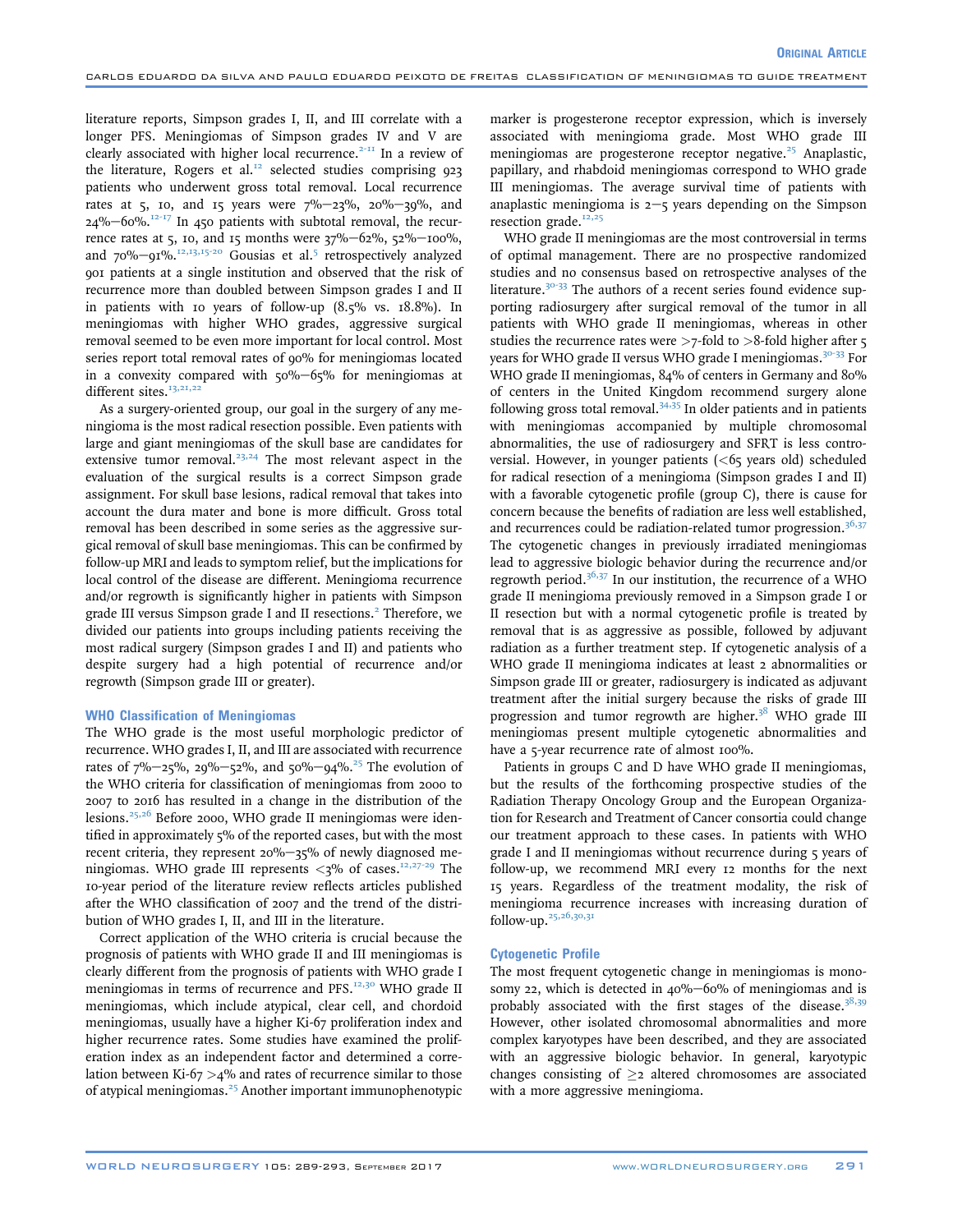literature reports, Simpson grades I, II, and III correlate with a longer PFS. Meningiomas of Simpson grades IV and V are clearly associated with higher local recurrence.[2-11] In a review of the literature, Rogers et al.[12] selected studies comprising 923 patients who underwent gross total removal. Local recurrence rates at 5, 10, and 15 years were 7%–23%, 20%–39%, and 24%–60%.[12-17] In 450 patients with subtotal removal, the recurrence rates at 5, 10, and 15 months were 37%–62%, 52%–100%, and 70%–91%.[12,13,15-20] Gousias et al.[5] retrospectively analyzed 901 patients at a single institution and observed that the risk of recurrence more than doubled between Simpson grades I and II in patients with 10 years of follow-up (8.5% vs. 18.8%). In meningiomas with higher WHO grades, aggressive surgical removal seemed to be even more important for local control. Most series report total removal rates of 90% for meningiomas located in a convexity compared with 50%–65% for meningiomas at different sites.[13,21,22]

As a surgery-oriented group, our goal in the surgery of any meningioma is the most radical resection possible. Even patients with large and giant meningiomas of the skull base are candidates for extensive tumor removal.[23,24] The most relevant aspect in the evaluation of the surgical results is a correct Simpson grade assignment. For skull base lesions, radical removal that takes into account the dura mater and bone is more difficult. Gross total removal has been described in some series as the aggressive surgical removal of skull base meningiomas. This can be confirmed by follow-up MRI and leads to symptom relief, but the implications for local control of the disease are different. Meningioma recurrence and/or regrowth is significantly higher in patients with Simpson grade III versus Simpson grade I and II resections.[2] Therefore, we divided our patients into groups including patients receiving the most radical surgery (Simpson grades I and II) and patients who despite surgery had a high potential of recurrence and/or regrowth (Simpson grade III or greater).

### WHO Classification of Meningiomas

The WHO grade is the most useful morphologic predictor of recurrence. WHO grades I, II, and III are associated with recurrence rates of 7%–25%, 29%–52%, and 50%–94%.[25] The evolution of the WHO criteria for classification of meningiomas from 2000 to 2007 to 2016 has resulted in a change in the distribution of the lesions.[25,26] Before 2000, WHO grade II meningiomas were identified in approximately 5% of the reported cases, but with the most recent criteria, they represent 20%–35% of newly diagnosed meningiomas. WHO grade III represents <3% of cases.[12,27-29] The 10-year period of the literature review reflects articles published after the WHO classification of 2007 and the trend of the distribution of WHO grades I, II, and III in the literature.

Correct application of the WHO criteria is crucial because the prognosis of patients with WHO grade II and III meningiomas is clearly different from the prognosis of patients with WHO grade I meningiomas in terms of recurrence and PFS.[12,30] WHO grade II meningiomas, which include atypical, clear cell, and chordoid meningiomas, usually have a higher Ki-67 proliferation index and higher recurrence rates. Some studies have examined the proliferation index as an independent factor and determined a correlation between Ki-67 >4% and rates of recurrence similar to those of atypical meningiomas.[25] Another important immunophenotypic marker is progesterone receptor expression, which is inversely associated with meningioma grade. Most WHO grade III meningiomas are progesterone receptor negative.[25] Anaplastic, papillary, and rhabdoid meningiomas correspond to WHO grade III meningiomas. The average survival time of patients with anaplastic meningioma is 2–5 years depending on the Simpson resection grade.[12,25]

WHO grade II meningiomas are the most controversial in terms of optimal management. There are no prospective randomized studies and no consensus based on retrospective analyses of the literature.[30-33] The authors of a recent series found evidence supporting radiosurgery after surgical removal of the tumor in all patients with WHO grade II meningiomas, whereas in other studies the recurrence rates were >7-fold to >8-fold higher after 5 years for WHO grade II versus WHO grade I meningiomas.[30-33] For WHO grade II meningiomas, 84% of centers in Germany and 80% of centers in the United Kingdom recommend surgery alone following gross total removal.[34,35] In older patients and in patients with meningiomas accompanied by multiple chromosomal abnormalities, the use of radiosurgery and SFRT is less controversial. However, in younger patients (<65 years old) scheduled for radical resection of a meningioma (Simpson grades I and II) with a favorable cytogenetic profile (group C), there is cause for concern because the benefits of radiation are less well established, and recurrences could be radiation-related tumor progression.[36,37] The cytogenetic changes in previously irradiated meningiomas lead to aggressive biologic behavior during the recurrence and/or regrowth period.[36,37] In our institution, the recurrence of a WHO grade II meningioma previously removed in a Simpson grade I or II resection but with a normal cytogenetic profile is treated by removal that is as aggressive as possible, followed by adjuvant radiation as a further treatment step. If cytogenetic analysis of a WHO grade II meningioma indicates at least 2 abnormalities or Simpson grade III or greater, radiosurgery is indicated as adjuvant treatment after the initial surgery because the risks of grade III progression and tumor regrowth are higher.[38] WHO grade III meningiomas present multiple cytogenetic abnormalities and have a 5-year recurrence rate of almost 100%.

Patients in groups C and D have WHO grade II meningiomas, but the results of the forthcoming prospective studies of the Radiation Therapy Oncology Group and the European Organization for Research and Treatment of Cancer consortia could change our treatment approach to these cases. In patients with WHO grade I and II meningiomas without recurrence during 5 years of follow-up, we recommend MRI every 12 months for the next 15 years. Regardless of the treatment modality, the risk of meningioma recurrence increases with increasing duration of follow-up.[25,26,30,31]

### Cytogenetic Profile

The most frequent cytogenetic change in meningiomas is monosomy 22, which is detected in 40%–60% of meningiomas and is probably associated with the first stages of the disease.[38,39] However, other isolated chromosomal abnormalities and more complex karyotypes have been described, and they are associated with an aggressive biologic behavior. In general, karyotypic changes consisting of ≥2 altered chromosomes are associated with a more aggressive meningioma.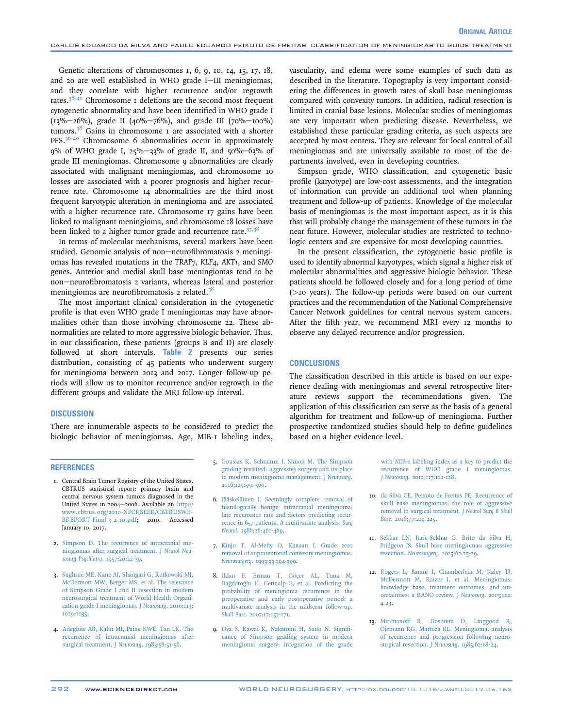Genetic alterations of chromosomes 1, 6, 9, 10, 14, 15, 17, 18, and 20 are well established in WHO grade I–III meningiomas, and they correlate with higher recurrence and/or regrowth rates.[38-40] Chromosome 1 deletions are the second most frequent cytogenetic abnormality and have been identified in WHO grade I (13%–26%), grade II (40%–76%), and grade III (70%–100%) tumors.[38] Gains in chromosome 1 are associated with a shorter PFS.[36-40] Chromosome 6 abnormalities occur in approximately 9% of WHO grade I, 25%–33% of grade II, and 50%–63% of grade III meningiomas. Chromosome 9 abnormalities are clearly associated with malignant meningiomas, and chromosome 10 losses are associated with a poorer prognosis and higher recurrence rate. Chromosome 14 abnormalities are the third most frequent karyotypic alteration in meningioma and are associated with a higher recurrence rate. Chromosome 17 gains have been linked to malignant meningioma, and chromosome 18 losses have been linked to a higher tumor grade and recurrence rate.[37,38]

In terms of molecular mechanisms, several markers have been studied. Genomic analysis of non–neurofibromatosis 2 meningiomas has revealed mutations in the *TRAF7*, *KLF4*, *AKT1*, and *SMO* genes. Anterior and medial skull base meningiomas tend to be non–neurofibromatosis 2 variants, whereas lateral and posterior meningiomas are neurofibromatosis 2 related.[38]

The most important clinical consideration in the cytogenetic profile is that even WHO grade I meningiomas may have abnormalities other than those involving chromosome 22. These abnormalities are related to more aggressive biologic behavior. Thus, in our classification, these patients (groups B and D) are closely followed at short intervals. **Table 2** presents our series distribution, consisting of 45 patients who underwent surgery for meningioma between 2013 and 2017. Longer follow-up periods will allow us to monitor recurrence and/or regrowth in the different groups and validate the MRI follow-up interval.

## DISCUSSION

There are innumerable aspects to be considered to predict the biologic behavior of meningiomas. Age, MIB-1 labeling index, vascularity, and edema were some examples of such data as described in the literature. Topography is very important considering the differences in growth rates of skull base meningiomas compared with convexity tumors. In addition, radical resection is limited in cranial base lesions. Molecular studies of meningiomas are very important when predicting disease. Nevertheless, we established these particular grading criteria, as such aspects are accepted by most centers. They are relevant for local control of all meningiomas and are universally available to most of the departments involved, even in developing countries.

Simpson grade, WHO classification, and cytogenetic basic profile (karyotype) are low-cost assessments, and the integration of information can provide an additional tool when planning treatment and follow-up of patients. Knowledge of the molecular basis of meningiomas is the most important aspect, as it is this that will probably change the management of these tumors in the near future. However, molecular studies are restricted to technologic centers and are expensive for most developing countries.

In the present classification, the cytogenetic basic profile is used to identify abnormal karyotypes, which signal a higher risk of molecular abnormalities and aggressive biologic behavior. These patients should be followed closely and for a long period of time (>10 years). The follow-up periods were based on our current practices and the recommendation of the National Comprehensive Cancer Network guidelines for central nervous system cancers. After the fifth year, we recommend MRI every 12 months to observe any delayed recurrence and/or progression.

## CONCLUSIONS

The classification described in this article is based on our experience dealing with meningiomas and several retrospective literature reviews support the recommendations given. The application of this classification can serve as the basis of a general algorithm for treatment and follow-up of meningioma. Further prospective randomized studies should help to define guidelines based on a higher evidence level.

## REFERENCES

1. Central Brain Tumor Registry of the United States. CBTRUS statistical report: primary brain and central nervous system tumors diagnosed in the United States in 2004–2006. Available at: http://www.cbtrus.org/2010-NPCRSEER/CBTRUSWEBREPORT-Final-3-2-10.pdf; 2010. Accessed January 10, 2017.
2. Simpson D. The recurrence of intracranial meningiomas after surgical treatment. *J Neurol Neurosurg Psychiatry*. 1957;20:22-39.
3. Sughrue ME, Kane AJ, Shangari G, Rutkowski MJ, McDermott MW, Berger MS, et al. The relevance of Simpson Grade I and II resection in modern neurosurgical treatment of World Health Organization grade I meningiomas. *J Neurosurg*. 2010;113:1029-1035.
4. Adegbite AB, Kahn MI, Paine KWE, Tan LK. The recurrence of intracranial meningiomas after surgical treatment. *J Neurosurg*. 1983;58:51-56.
5. Gousias K, Schramm J, Simon M. The Simpson grading revisited: aggressive surgery and its place in modern meningioma management. *J Neurosurg*. 2016;125:551-560.
6. Jääskeläinen J. Seemingly complete removal of histologically benign intracranial meningioma: late recurrence rate and factors predicting recurrence in 657 patients. A multivariate analysis. *Surg Neurol*. 1986;26:461-469.
7. Kinjo T, Al-Mefty O, Kanaan I. Grade zero removal of supratentorial convexity meningiomas. *Neurosurgery*. 1993;33:394-399.
8. Ildan F, Erman T, Göçer AL, Tuna M, Bağdatoğlu H, Cetinalp E, et al. Predicting the probability of meningioma recurrence in the preoperative and early postoperative period: a multivariate analysis in the midterm follow-up. *Skull Base*. 2007;17:157-171.
9. Oya S, Kawai K, Nakatomi H, Saito N. Significance of Simpson grading system in modern meningioma surgery: integration of the grade with MIB-1 labeling index as a key to predict the recurrence of WHO grade I meningiomas. *J Neurosurg*. 2012;117:121-128.
10. da Silva CE, Peixoto de Freitas PE. Recurrence of skull base meningiomas: the role of aggressive removal in surgical treatment. *J Neurol Surg B Skull Base*. 2016;77:219-225.
11. Sekhar LN, Juric-Sekhar G, Brito da Silva H, Pridgeon JS. Skull base meningiomas: aggressive resection. *Neurosurgery*. 2015;62:25-29.
12. Rogers L, Barani I, Chamberlein M, Kaley TJ, McDermott M, Raizer J, et al. Meningiomas: knowledge base, treatment outcomes, and uncertainties: a RANO review. *J Neurosurg*. 2015;122:4-23.
13. Mirimanoff R, Dosoretz D, Linggood R, Ojemann RG, Martuza RL. Meningioma: analysis of recurrence and progression following neurosurgical resection. *J Neurosurg*. 1985;62:18-24.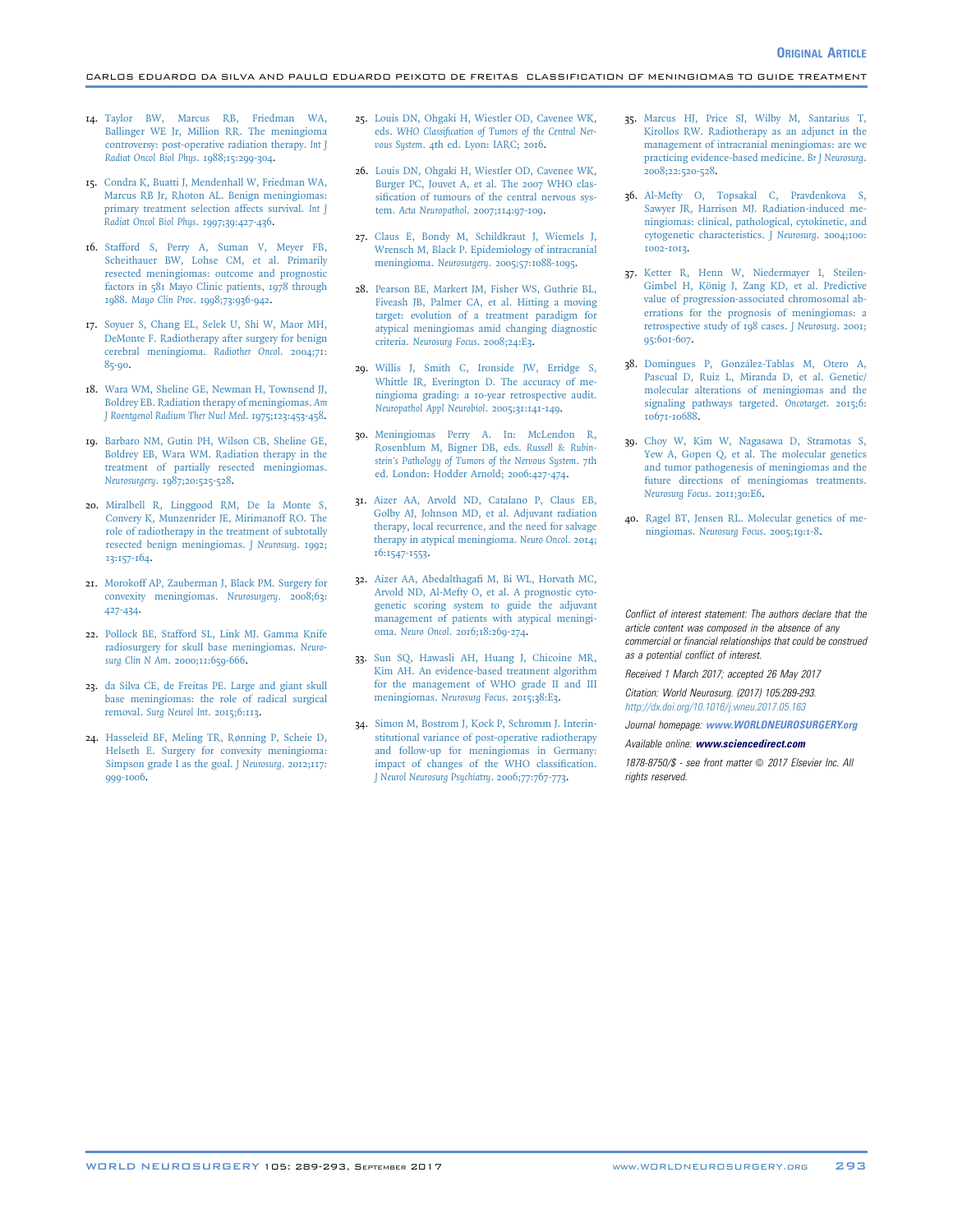14. Taylor BW, Marcus RB, Friedman WA, Ballinger WE Jr, Million RR. The meningioma controversy: post-operative radiation therapy. *Int J Radiat Oncol Biol Phys*. 1988;15:299-304.

15. Condra K, Buatti J, Mendenhall W, Friedman WA, Marcus RB Jr, Rhoton AL. Benign meningiomas: primary treatment selection affects survival. *Int J Radiat Oncol Biol Phys*. 1997;39:427-436.

16. Stafford S, Perry A, Suman V, Meyer FB, Scheithauer BW, Lohse CM, et al. Primarily resected meningiomas: outcome and prognostic factors in 581 Mayo Clinic patients, 1978 through 1988. *Mayo Clin Proc*. 1998;73:936-942.

17. Soyuer S, Chang EL, Selek U, Shi W, Maor MH, DeMonte F. Radiotherapy after surgery for benign cerebral meningioma. *Radiother Oncol*. 2004;71: 85-90.

18. Wara WM, Sheline GE, Newman H, Townsend JJ, Boldrey EB. Radiation therapy of meningiomas. *Am J Roentgenol Radium Ther Nucl Med*. 1975;123:453-458.

19. Barbaro NM, Gutin PH, Wilson CB, Sheline GE, Boldrey EB, Wara WM. Radiation therapy in the treatment of partially resected meningiomas. *Neurosurgery*. 1987;20:525-528.

20. Miralbell R, Linggood RM, De la Monte S, Convery K, Munzenrider JE, Mirimanoff RO. The role of radiotherapy in the treatment of subtotally resected benign meningiomas. *J Neurosurg*. 1992; 13:157-164.

21. Morokoff AP, Zauberman J, Black PM. Surgery for convexity meningiomas. *Neurosurgery*. 2008;63: 427-434.

22. Pollock BE, Stafford SL, Link MJ. Gamma Knife radiosurgery for skull base meningiomas. *Neurosurg Clin N Am*. 2000;11:659-666.

23. da Silva CE, de Freitas PE. Large and giant skull base meningiomas: the role of radical surgical removal. *Surg Neurol Int*. 2015;6:113.

24. Hasseleid BF, Meling TR, Rønning P, Scheie D, Helseth E. Surgery for convexity meningioma: Simpson grade I as the goal. *J Neurosurg*. 2012;117: 999-1006.

25. Louis DN, Ohgaki H, Wiestler OD, Cavenee WK, eds. *WHO Classification of Tumors of the Central Nervous System*. 4th ed. Lyon: IARC; 2016.

26. Louis DN, Ohgaki H, Wiestler OD, Cavenee WK, Burger PC, Jouvet A, et al. The 2007 WHO classification of tumours of the central nervous system. *Acta Neuropathol*. 2007;114:97-109.

27. Claus E, Bondy M, Schildkraut J, Wiemels J, Wrensch M, Black P. Epidemiology of intracranial meningioma. *Neurosurgery*. 2005;57:1088-1095.

28. Pearson BE, Markert JM, Fisher WS, Guthrie BL, Fiveash JB, Palmer CA, et al. Hitting a moving target: evolution of a treatment paradigm for atypical meningiomas amid changing diagnostic criteria. *Neurosurg Focus*. 2008;24:E3.

29. Willis J, Smith C, Ironside JW, Erridge S, Whittle IR, Everington D. The accuracy of meningioma grading: a 10-year retrospective audit. *Neuropathol Appl Neurobiol*. 2005;31:141-149.

30. Meningiomas Perry A. In: McLendon R, Rosenblum M, Bigner DB, eds. *Russell & Rubinstein's Pathology of Tumors of the Nervous System*. 7th ed. London: Hodder Arnold; 2006:427-474.

31. Aizer AA, Arvold ND, Catalano P, Claus EB, Golby AJ, Johnson MD, et al. Adjuvant radiation therapy, local recurrence, and the need for salvage therapy in atypical meningioma. *Neuro Oncol*. 2014; 16:1547-1553.

32. Aizer AA, Abedalthagafi M, Bi WL, Horvath MC, Arvold ND, Al-Mefty O, et al. A prognostic cytogenetic scoring system to guide the adjuvant management of patients with atypical meningioma. *Neuro Oncol*. 2016;18:269-274.

33. Sun SQ, Hawasli AH, Huang J, Chicoine MR, Kim AH. An evidence-based treatment algorithm for the management of WHO grade II and III meningiomas. *Neurosurg Focus*. 2015;38:E3.

34. Simon M, Bostrom J, Kock P, Schromm J. Interinstitutional variance of post-operative radiotherapy and follow-up for meningiomas in Germany: impact of changes of the WHO classification. *J Neurol Neurosurg Psychiatry*. 2006;77:767-773.

35. Marcus HJ, Price SJ, Wilby M, Santarius T, Kirollos RW. Radiotherapy as an adjunct in the management of intracranial meningiomas: are we practicing evidence-based medicine. *Br J Neurosurg*. 2008;22:520-528.

36. Al-Mefty O, Topsakal C, Pravdenkova S, Sawyer JR, Harrison MJ. Radiation-induced meningiomas: clinical, pathological, cytokinetic, and cytogenetic characteristics. *J Neurosurg*. 2004;100: 1002-1013.

37. Ketter R, Henn W, Niedermayer I, Steilen-Gimbel H, König J, Zang KD, et al. Predictive value of progression-associated chromosomal aberrations for the prognosis of meningiomas: a retrospective study of 198 cases. *J Neurosurg*. 2001; 95:601-607.

38. Domingues P, González-Tablas M, Otero A, Pascual D, Ruiz L, Miranda D, et al. Genetic/molecular alterations of meningiomas and the signaling pathways targeted. *Oncotarget*. 2015;6: 10671-10688.

39. Choy W, Kim W, Nagasawa D, Stramotas S, Yew A, Gopen Q, et al. The molecular genetics and tumor pathogenesis of meningiomas and the future directions of meningiomas treatments. *Neurosurg Focus*. 2011;30:E6.

40. Ragel BT, Jensen RL. Molecular genetics of meningiomas. *Neurosurg Focus*. 2005;19:1-8.

*Conflict of interest statement: The authors declare that the article content was composed in the absence of any commercial or financial relationships that could be construed as a potential conflict of interest.*

*Received 1 March 2017; accepted 26 May 2017*

*Citation: World Neurosurg. (2017) 105:289-293.*
*http://dx.doi.org/10.1016/j.wneu.2017.05.163*

*Journal homepage:* ***www.WORLDNEUROSURGERY.org***

*Available online:* ***www.sciencedirect.com***

*1878-8750/$ - see front matter © 2017 Elsevier Inc. All rights reserved.*